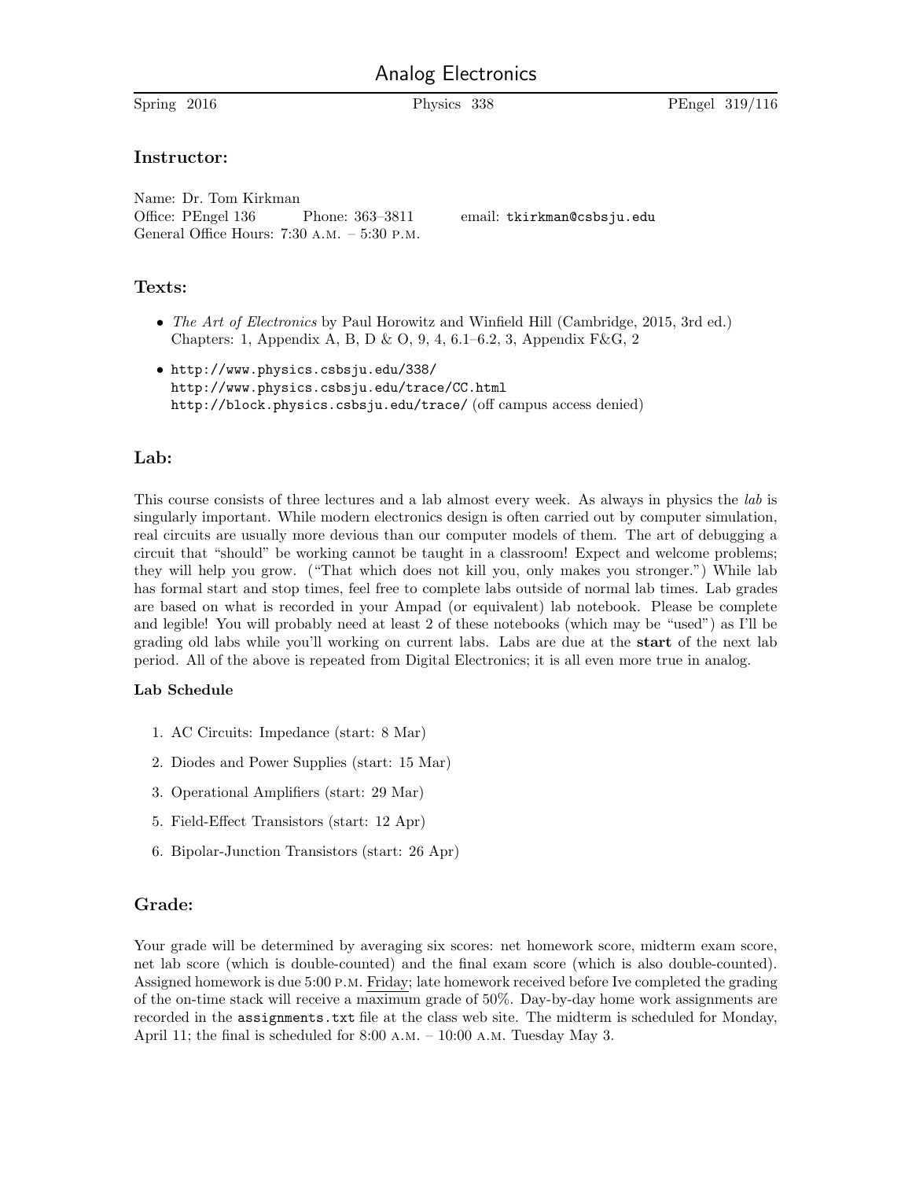# Analog Electronics

Spring 2016 | Physics 338 | PEngel 319/116

## Instructor:

Name: Dr. Tom Kirkman
Office: PEngel 136   Phone: 363–3811   email: `tkirkman@csbsju.edu`
General Office Hours: 7:30 A.M. – 5:30 P.M.

## Texts:

- *The Art of Electronics* by Paul Horowitz and Winfield Hill (Cambridge, 2015, 3rd ed.)
  Chapters: 1, Appendix A, B, D & O, 9, 4, 6.1–6.2, 3, Appendix F&G, 2
- `http://www.physics.csbsju.edu/338/`
  `http://www.physics.csbsju.edu/trace/CC.html`
  `http://block.physics.csbsju.edu/trace/` (off campus access denied)

## Lab:

This course consists of three lectures and a lab almost every week. As always in physics the *lab* is singularly important. While modern electronics design is often carried out by computer simulation, real circuits are usually more devious than our computer models of them. The art of debugging a circuit that "should" be working cannot be taught in a classroom! Expect and welcome problems; they will help you grow. ("That which does not kill you, only makes you stronger.") While lab has formal start and stop times, feel free to complete labs outside of normal lab times. Lab grades are based on what is recorded in your Ampad (or equivalent) lab notebook. Please be complete and legible! You will probably need at least 2 of these notebooks (which may be "used") as I'll be grading old labs while you'll working on current labs. Labs are due at the **start** of the next lab period. All of the above is repeated from Digital Electronics; it is all even more true in analog.

### Lab Schedule

1. AC Circuits: Impedance (start: 8 Mar)
2. Diodes and Power Supplies (start: 15 Mar)
3. Operational Amplifiers (start: 29 Mar)

5. Field-Effect Transistors (start: 12 Apr)
6. Bipolar-Junction Transistors (start: 26 Apr)

## Grade:

Your grade will be determined by averaging six scores: net homework score, midterm exam score, net lab score (which is double-counted) and the final exam score (which is also double-counted). Assigned homework is due 5:00 P.M. Friday; late homework received before Ive completed the grading of the on-time stack will receive a maximum grade of 50%. Day-by-day home work assignments are recorded in the `assignments.txt` file at the class web site. The midterm is scheduled for Monday, April 11; the final is scheduled for 8:00 A.M. – 10:00 A.M. Tuesday May 3.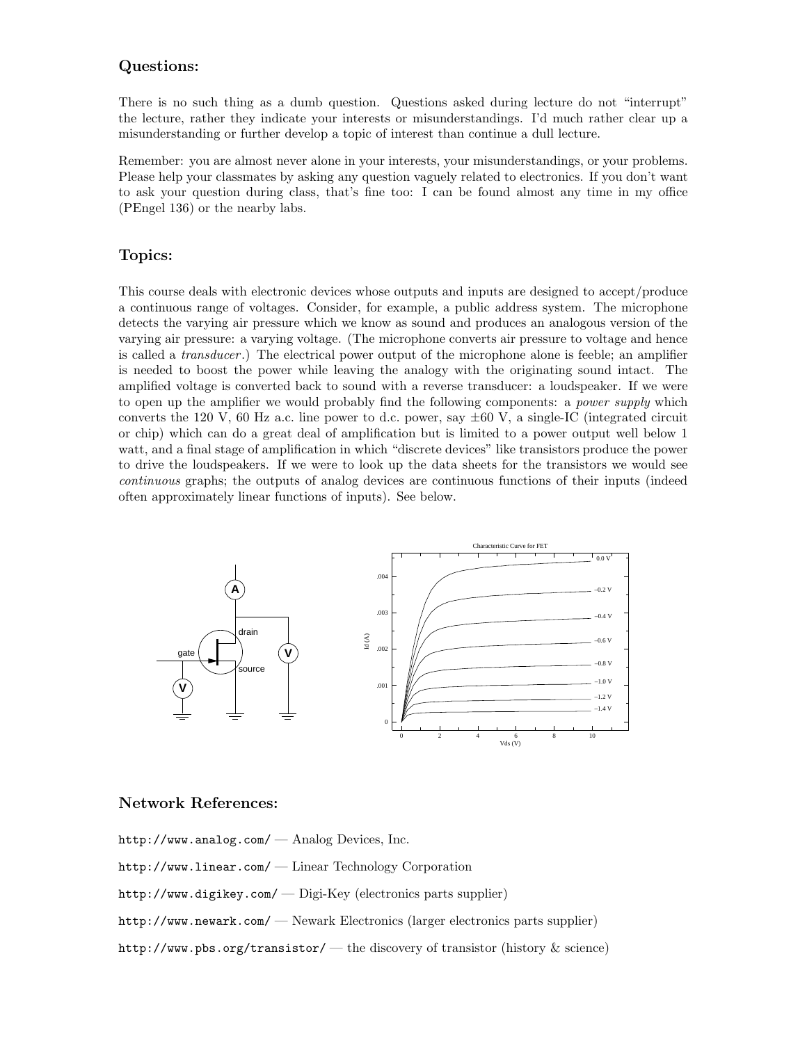### Questions:

There is no such thing as a dumb question. Questions asked during lecture do not "interrupt" the lecture, rather they indicate your interests or misunderstandings. I'd much rather clear up a misunderstanding or further develop a topic of interest than continue a dull lecture.

Remember: you are almost never alone in your interests, your misunderstandings, or your problems. Please help your classmates by asking any question vaguely related to electronics. If you don't want to ask your question during class, that's fine too: I can be found almost any time in my office (PEngel 136) or the nearby labs.

### Topics:

This course deals with electronic devices whose outputs and inputs are designed to accept/produce a continuous range of voltages. Consider, for example, a public address system. The microphone detects the varying air pressure which we know as sound and produces an analogous version of the varying air pressure: a varying voltage. (The microphone converts air pressure to voltage and hence is called a *transducer*.) The electrical power output of the microphone alone is feeble; an amplifier is needed to boost the power while leaving the analogy with the originating sound intact. The amplified voltage is converted back to sound with a reverse transducer: a loudspeaker. If we were to open up the amplifier we would probably find the following components: a *power supply* which converts the 120 V, 60 Hz a.c. line power to d.c. power, say ±60 V, a single-IC (integrated circuit or chip) which can do a great deal of amplification but is limited to a power output well below 1 watt, and a final stage of amplification in which "discrete devices" like transistors produce the power to drive the loudspeakers. If we were to look up the data sheets for the transistors we would see *continuous* graphs; the outputs of analog devices are continuous functions of their inputs (indeed often approximately linear functions of inputs). See below.

A

drain

gate

V

source

V

Characteristic Curve for FET

Id (A)

Vds (V)

0.0 V
−0.2 V
−0.4 V
−0.6 V
−0.8 V
−1.0 V
−1.2 V
−1.4 V

.004
.003
.002
.001
0

0 2 4 6 8 10

### Network References:

http://www.analog.com/ — Analog Devices, Inc.

http://www.linear.com/ — Linear Technology Corporation

http://www.digikey.com/ — Digi-Key (electronics parts supplier)

http://www.newark.com/ — Newark Electronics (larger electronics parts supplier)

http://www.pbs.org/transistor/ — the discovery of transistor (history & science)